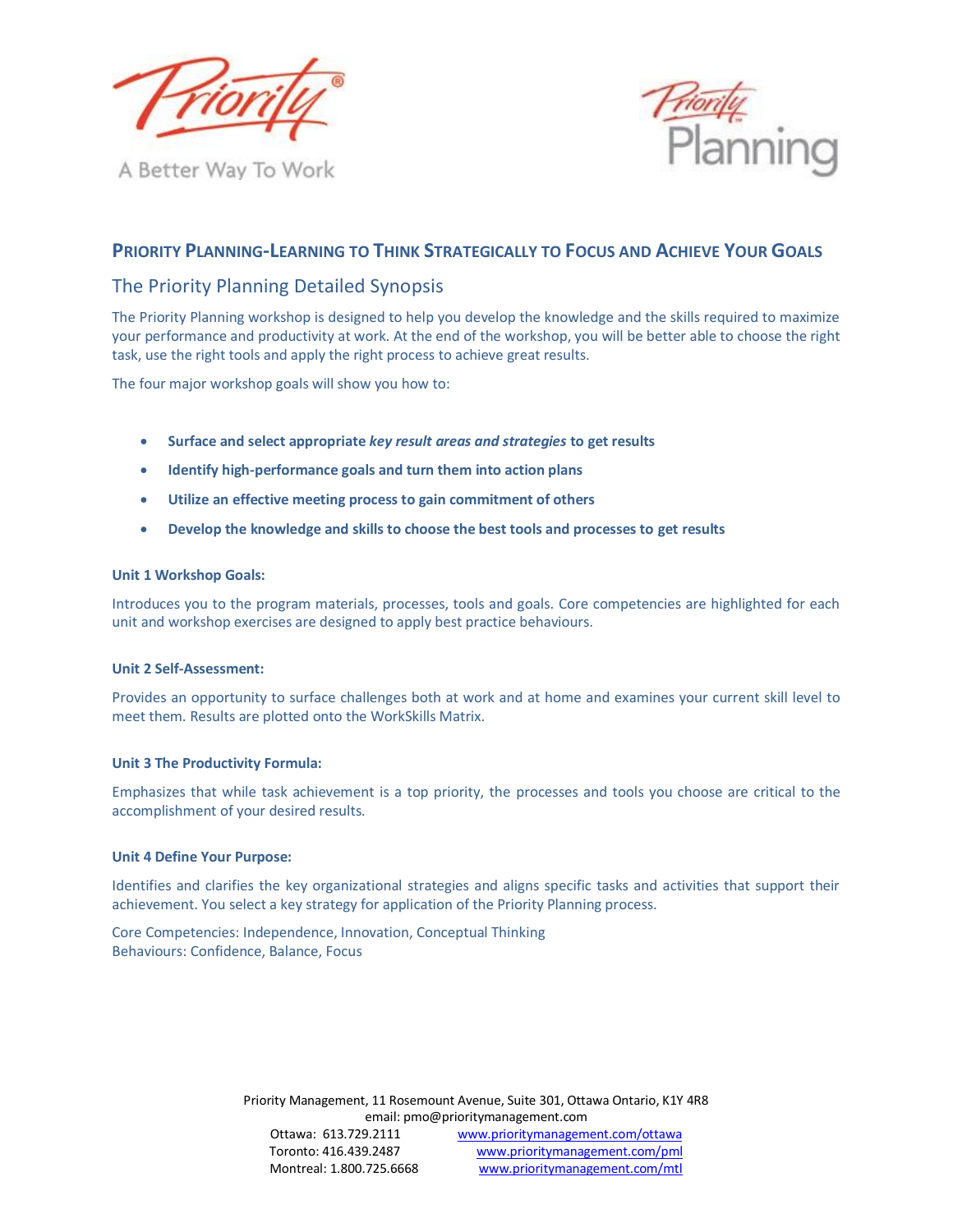Priority®

A Better Way To Work

Priority Planning

## Priority Planning-Learning to Think Strategically to Focus and Achieve Your Goals

### The Priority Planning Detailed Synopsis

The Priority Planning workshop is designed to help you develop the knowledge and the skills required to maximize your performance and productivity at work. At the end of the workshop, you will be better able to choose the right task, use the right tools and apply the right process to achieve great results.

The four major workshop goals will show you how to:

- **Surface and select appropriate *key result areas and strategies* to get results**
- **Identify high-performance goals and turn them into action plans**
- **Utilize an effective meeting process to gain commitment of others**
- **Develop the knowledge and skills to choose the best tools and processes to get results**

**Unit 1 Workshop Goals:**

Introduces you to the program materials, processes, tools and goals. Core competencies are highlighted for each unit and workshop exercises are designed to apply best practice behaviours.

**Unit 2 Self-Assessment:**

Provides an opportunity to surface challenges both at work and at home and examines your current skill level to meet them. Results are plotted onto the WorkSkills Matrix.

**Unit 3 The Productivity Formula:**

Emphasizes that while task achievement is a top priority, the processes and tools you choose are critical to the accomplishment of your desired results.

**Unit 4 Define Your Purpose:**

Identifies and clarifies the key organizational strategies and aligns specific tasks and activities that support their achievement. You select a key strategy for application of the Priority Planning process.

Core Competencies: Independence, Innovation, Conceptual Thinking
Behaviours: Confidence, Balance, Focus

Priority Management, 11 Rosemount Avenue, Suite 301, Ottawa Ontario, K1Y 4R8
email: pmo@prioritymanagement.com
Ottawa: 613.729.2111 www.prioritymanagement.com/ottawa
Toronto: 416.439.2487 www.prioritymanagement.com/pml
Montreal: 1.800.725.6668 www.prioritymanagement.com/mtl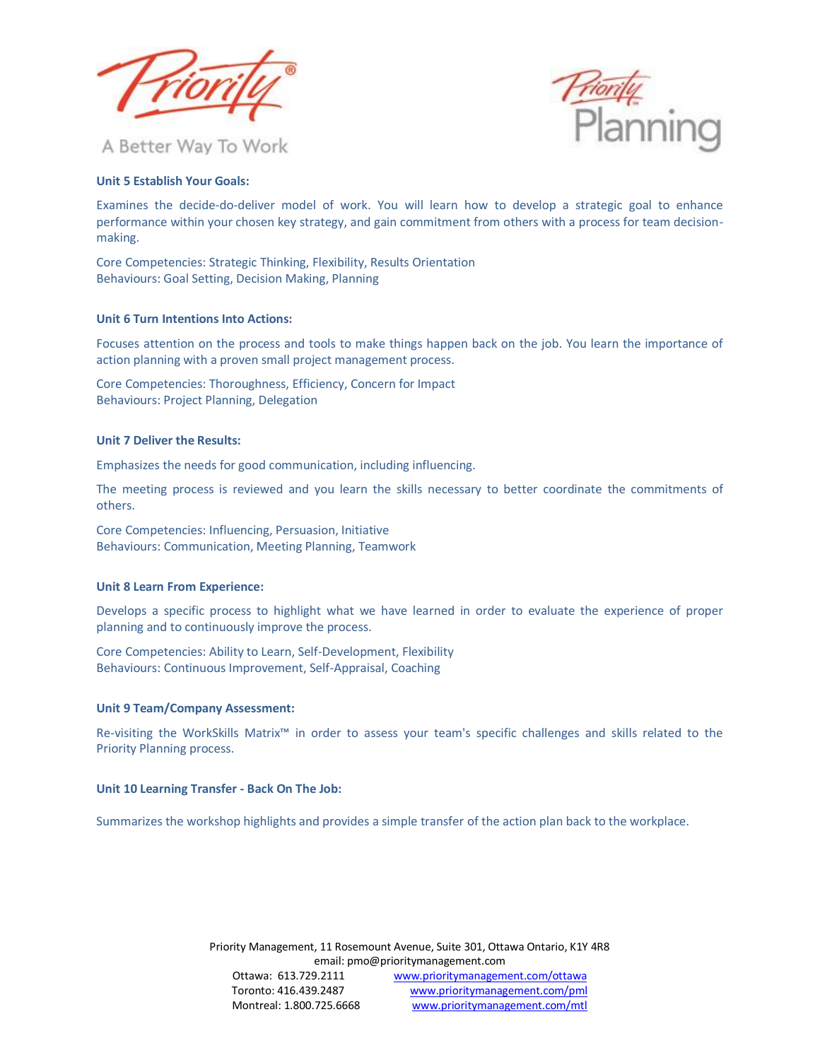**Unit 5 Establish Your Goals:**

Examines the decide-do-deliver model of work. You will learn how to develop a strategic goal to enhance performance within your chosen key strategy, and gain commitment from others with a process for team decision-making.

Core Competencies: Strategic Thinking, Flexibility, Results Orientation
Behaviours: Goal Setting, Decision Making, Planning

**Unit 6 Turn Intentions Into Actions:**

Focuses attention on the process and tools to make things happen back on the job. You learn the importance of action planning with a proven small project management process.

Core Competencies: Thoroughness, Efficiency, Concern for Impact
Behaviours: Project Planning, Delegation

**Unit 7 Deliver the Results:**

Emphasizes the needs for good communication, including influencing.

The meeting process is reviewed and you learn the skills necessary to better coordinate the commitments of others.

Core Competencies: Influencing, Persuasion, Initiative
Behaviours: Communication, Meeting Planning, Teamwork

**Unit 8 Learn From Experience:**

Develops a specific process to highlight what we have learned in order to evaluate the experience of proper planning and to continuously improve the process.

Core Competencies: Ability to Learn, Self-Development, Flexibility
Behaviours: Continuous Improvement, Self-Appraisal, Coaching

**Unit 9 Team/Company Assessment:**

Re-visiting the WorkSkills Matrix™ in order to assess your team's specific challenges and skills related to the Priority Planning process.

**Unit 10 Learning Transfer - Back On The Job:**

Summarizes the workshop highlights and provides a simple transfer of the action plan back to the workplace.

Priority Management, 11 Rosemount Avenue, Suite 301, Ottawa Ontario, K1Y 4R8
email: pmo@prioritymanagement.com

Ottawa: 613.729.2111 www.prioritymanagement.com/ottawa
Toronto: 416.439.2487 www.prioritymanagement.com/pml
Montreal: 1.800.725.6668 www.prioritymanagement.com/mtl